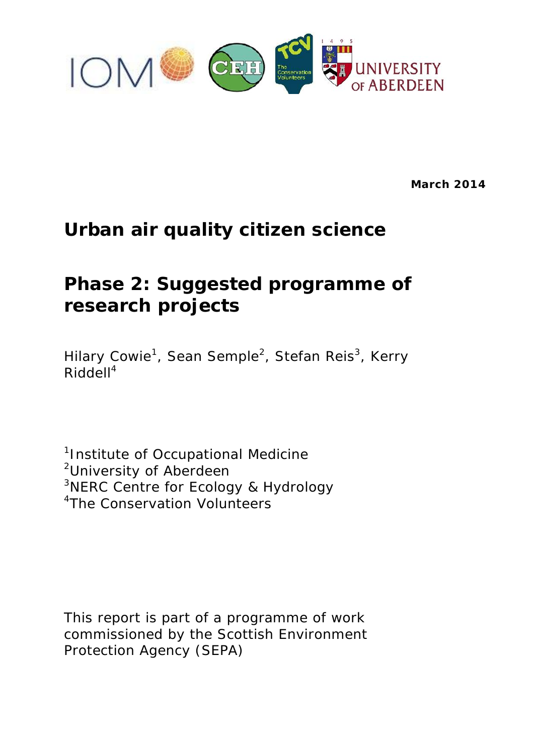March 2014

# Urban air quality citizen science

# Phase 2: Suggested programme of research projects

Hilary Cowie[1], Sean Semple[2], Stefan Reis[3], Kerry Riddell[4]

[1]Institute of Occupational Medicine
[2]University of Aberdeen
[3]NERC Centre for Ecology & Hydrology
[4]The Conservation Volunteers

This report is part of a programme of work commissioned by the Scottish Environment Protection Agency (SEPA)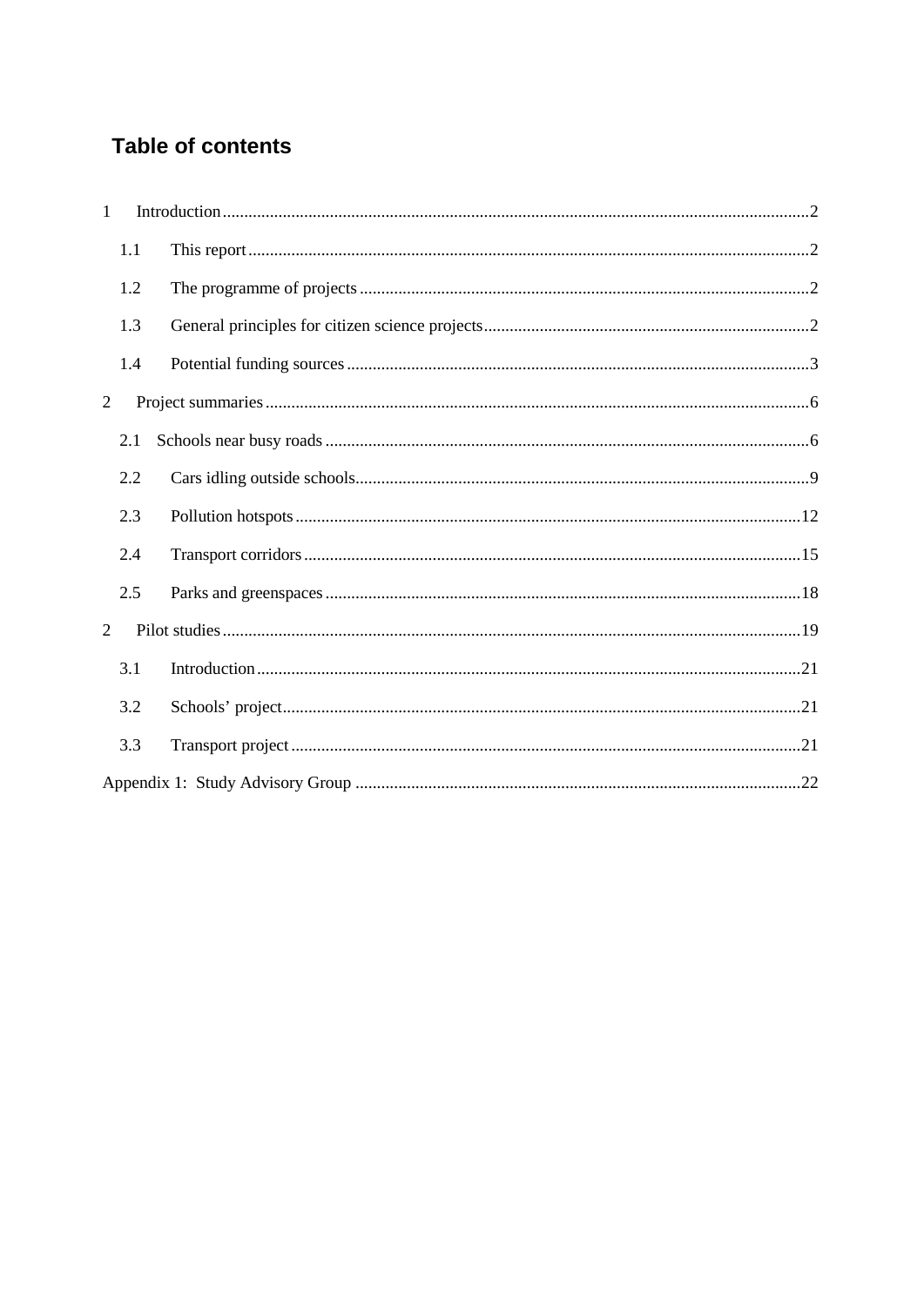## Table of contents

1 Introduction ..... 2

- 1.1 This report ..... 2
- 1.2 The programme of projects ..... 2
- 1.3 General principles for citizen science projects ..... 2
- 1.4 Potential funding sources ..... 3

2 Project summaries ..... 6

- 2.1 Schools near busy roads ..... 6
- 2.2 Cars idling outside schools ..... 9
- 2.3 Pollution hotspots ..... 12
- 2.4 Transport corridors ..... 15
- 2.5 Parks and greenspaces ..... 18

2 Pilot studies ..... 19

- 3.1 Introduction ..... 21
- 3.2 Schools' project ..... 21
- 3.3 Transport project ..... 21

Appendix 1: Study Advisory Group ..... 22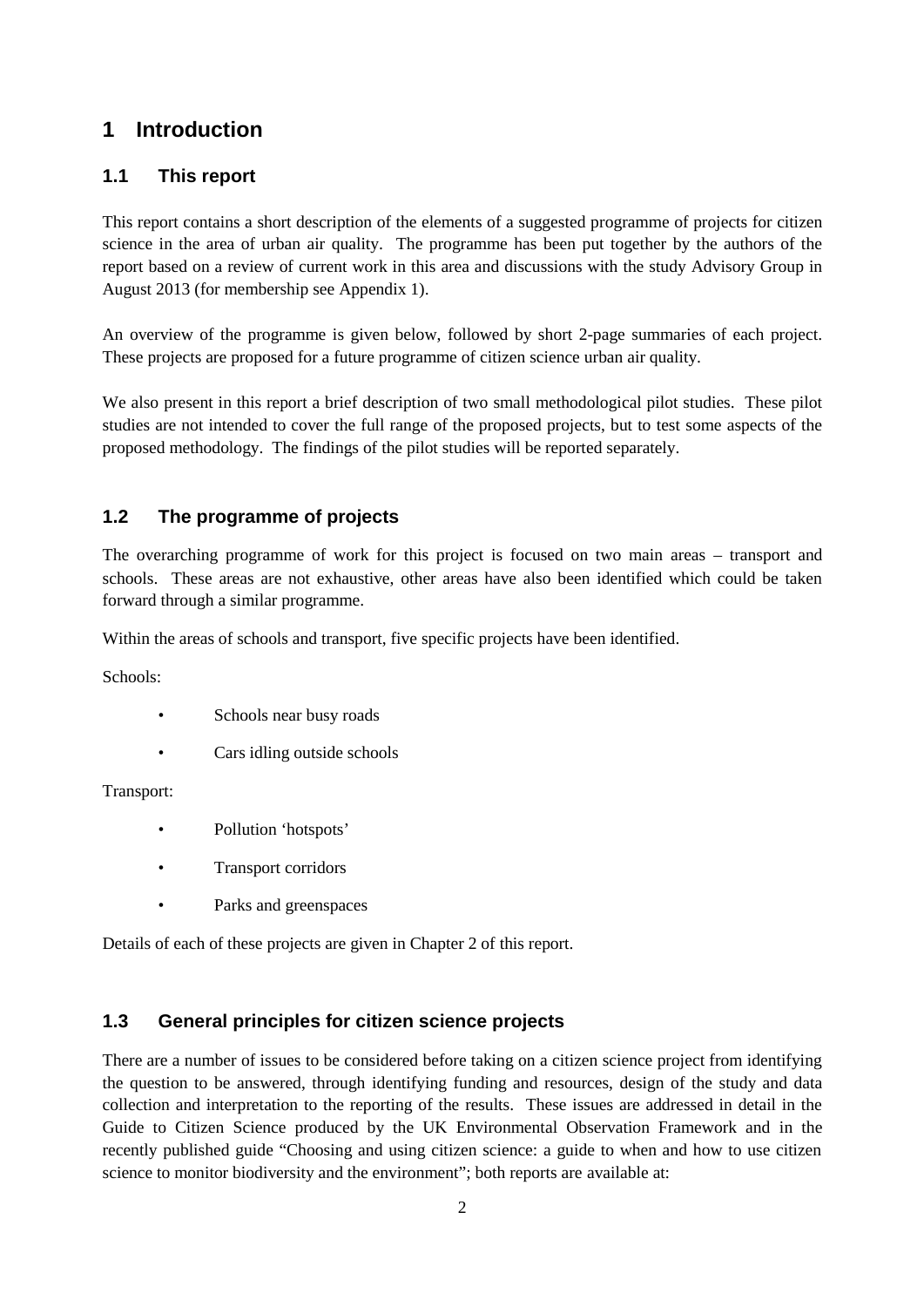# 1 Introduction

## 1.1 This report

This report contains a short description of the elements of a suggested programme of projects for citizen science in the area of urban air quality. The programme has been put together by the authors of the report based on a review of current work in this area and discussions with the study Advisory Group in August 2013 (for membership see Appendix 1).

An overview of the programme is given below, followed by short 2-page summaries of each project. These projects are proposed for a future programme of citizen science urban air quality.

We also present in this report a brief description of two small methodological pilot studies. These pilot studies are not intended to cover the full range of the proposed projects, but to test some aspects of the proposed methodology. The findings of the pilot studies will be reported separately.

## 1.2 The programme of projects

The overarching programme of work for this project is focused on two main areas – transport and schools. These areas are not exhaustive, other areas have also been identified which could be taken forward through a similar programme.

Within the areas of schools and transport, five specific projects have been identified.

Schools:

- Schools near busy roads
- Cars idling outside schools

Transport:

- Pollution 'hotspots'
- Transport corridors
- Parks and greenspaces

Details of each of these projects are given in Chapter 2 of this report.

## 1.3 General principles for citizen science projects

There are a number of issues to be considered before taking on a citizen science project from identifying the question to be answered, through identifying funding and resources, design of the study and data collection and interpretation to the reporting of the results. These issues are addressed in detail in the Guide to Citizen Science produced by the UK Environmental Observation Framework and in the recently published guide "Choosing and using citizen science: a guide to when and how to use citizen science to monitor biodiversity and the environment"; both reports are available at: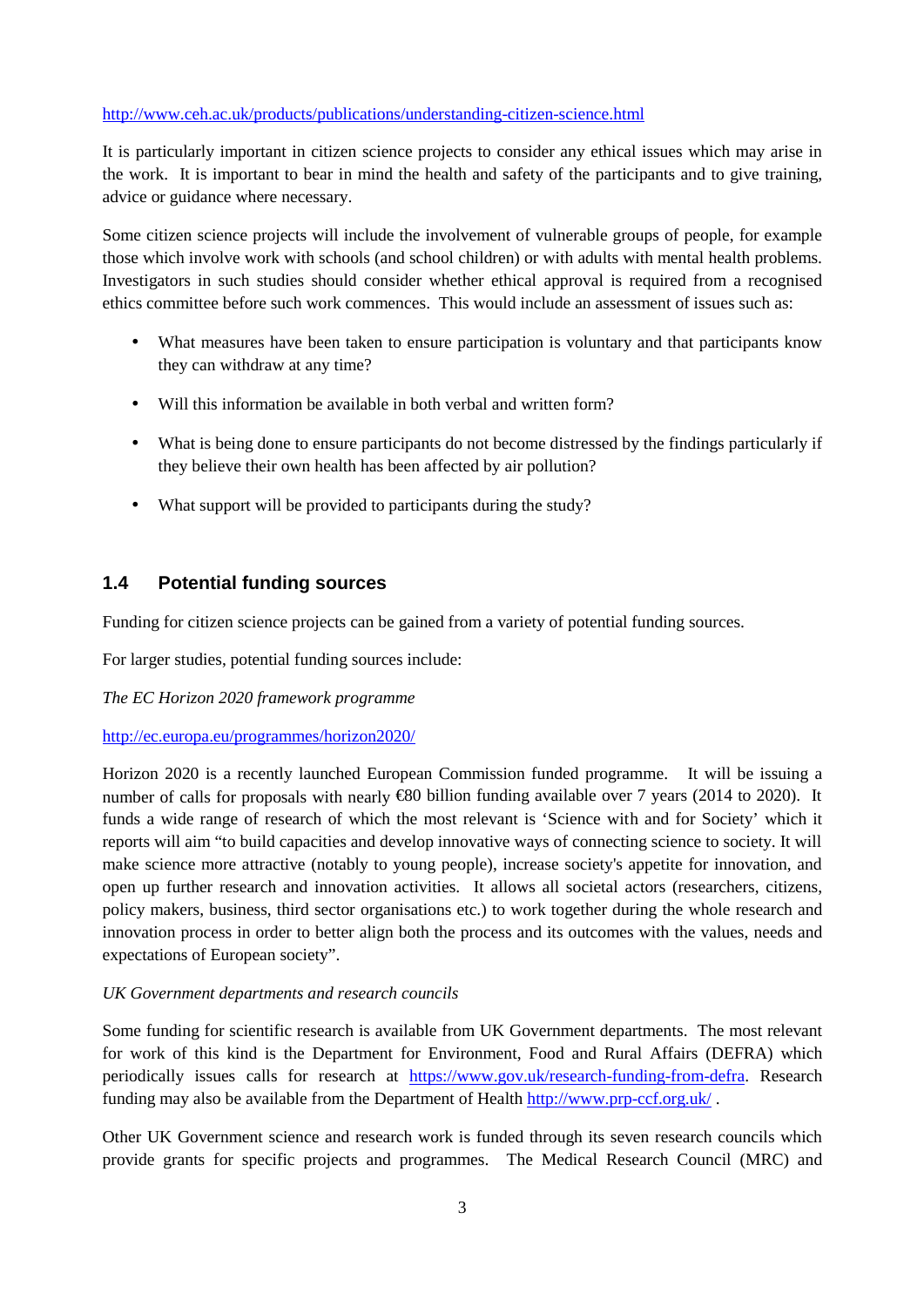http://www.ceh.ac.uk/products/publications/understanding-citizen-science.html

It is particularly important in citizen science projects to consider any ethical issues which may arise in the work. It is important to bear in mind the health and safety of the participants and to give training, advice or guidance where necessary.

Some citizen science projects will include the involvement of vulnerable groups of people, for example those which involve work with schools (and school children) or with adults with mental health problems. Investigators in such studies should consider whether ethical approval is required from a recognised ethics committee before such work commences. This would include an assessment of issues such as:

- What measures have been taken to ensure participation is voluntary and that participants know they can withdraw at any time?
- Will this information be available in both verbal and written form?
- What is being done to ensure participants do not become distressed by the findings particularly if they believe their own health has been affected by air pollution?
- What support will be provided to participants during the study?

## 1.4 Potential funding sources

Funding for citizen science projects can be gained from a variety of potential funding sources.

For larger studies, potential funding sources include:

*The EC Horizon 2020 framework programme*

http://ec.europa.eu/programmes/horizon2020/

Horizon 2020 is a recently launched European Commission funded programme. It will be issuing a number of calls for proposals with nearly €80 billion funding available over 7 years (2014 to 2020). It funds a wide range of research of which the most relevant is 'Science with and for Society' which it reports will aim "to build capacities and develop innovative ways of connecting science to society. It will make science more attractive (notably to young people), increase society's appetite for innovation, and open up further research and innovation activities. It allows all societal actors (researchers, citizens, policy makers, business, third sector organisations etc.) to work together during the whole research and innovation process in order to better align both the process and its outcomes with the values, needs and expectations of European society".

*UK Government departments and research councils*

Some funding for scientific research is available from UK Government departments. The most relevant for work of this kind is the Department for Environment, Food and Rural Affairs (DEFRA) which periodically issues calls for research at https://www.gov.uk/research-funding-from-defra. Research funding may also be available from the Department of Health http://www.prp-ccf.org.uk/ .

Other UK Government science and research work is funded through its seven research councils which provide grants for specific projects and programmes. The Medical Research Council (MRC) and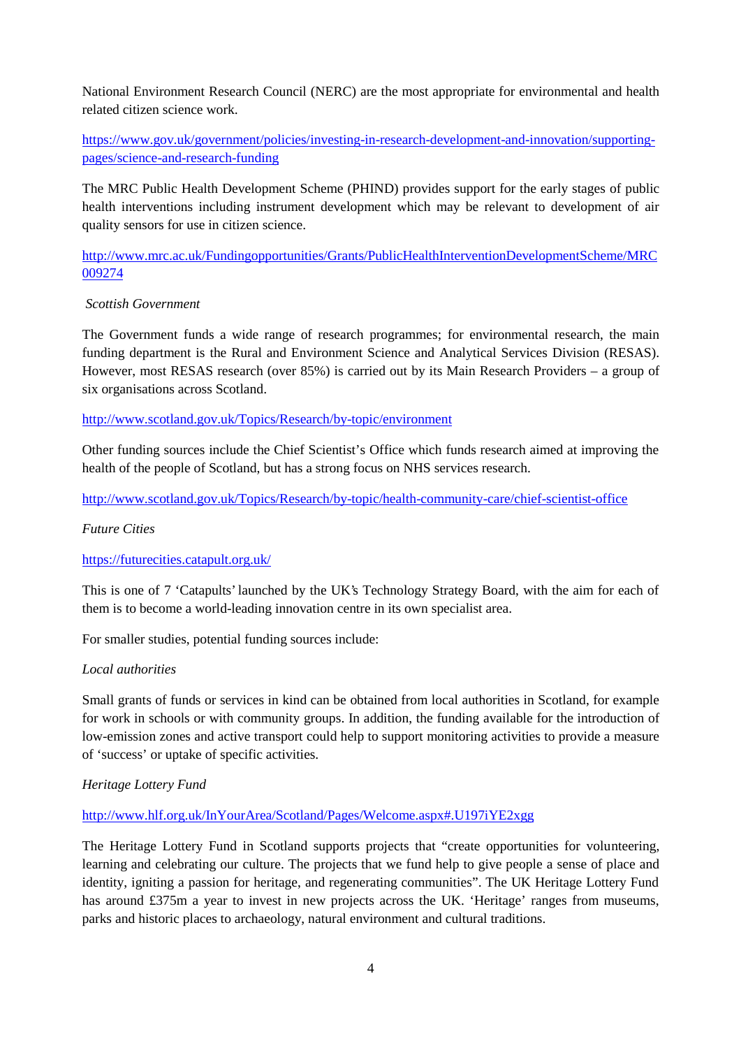National Environment Research Council (NERC) are the most appropriate for environmental and health related citizen science work.

https://www.gov.uk/government/policies/investing-in-research-development-and-innovation/supporting-pages/science-and-research-funding

The MRC Public Health Development Scheme (PHIND) provides support for the early stages of public health interventions including instrument development which may be relevant to development of air quality sensors for use in citizen science.

http://www.mrc.ac.uk/Fundingopportunities/Grants/PublicHealthInterventionDevelopmentScheme/MRC009274

*Scottish Government*

The Government funds a wide range of research programmes; for environmental research, the main funding department is the Rural and Environment Science and Analytical Services Division (RESAS). However, most RESAS research (over 85%) is carried out by its Main Research Providers – a group of six organisations across Scotland.

http://www.scotland.gov.uk/Topics/Research/by-topic/environment

Other funding sources include the Chief Scientist's Office which funds research aimed at improving the health of the people of Scotland, but has a strong focus on NHS services research.

http://www.scotland.gov.uk/Topics/Research/by-topic/health-community-care/chief-scientist-office

*Future Cities*

https://futurecities.catapult.org.uk/

This is one of 7 'Catapults' launched by the UK's Technology Strategy Board, with the aim for each of them is to become a world-leading innovation centre in its own specialist area.

For smaller studies, potential funding sources include:

*Local authorities*

Small grants of funds or services in kind can be obtained from local authorities in Scotland, for example for work in schools or with community groups. In addition, the funding available for the introduction of low-emission zones and active transport could help to support monitoring activities to provide a measure of 'success' or uptake of specific activities.

*Heritage Lottery Fund*

http://www.hlf.org.uk/InYourArea/Scotland/Pages/Welcome.aspx#.U197iYE2xgg

The Heritage Lottery Fund in Scotland supports projects that "create opportunities for volunteering, learning and celebrating our culture. The projects that we fund help to give people a sense of place and identity, igniting a passion for heritage, and regenerating communities". The UK Heritage Lottery Fund has around £375m a year to invest in new projects across the UK. 'Heritage' ranges from museums, parks and historic places to archaeology, natural environment and cultural traditions.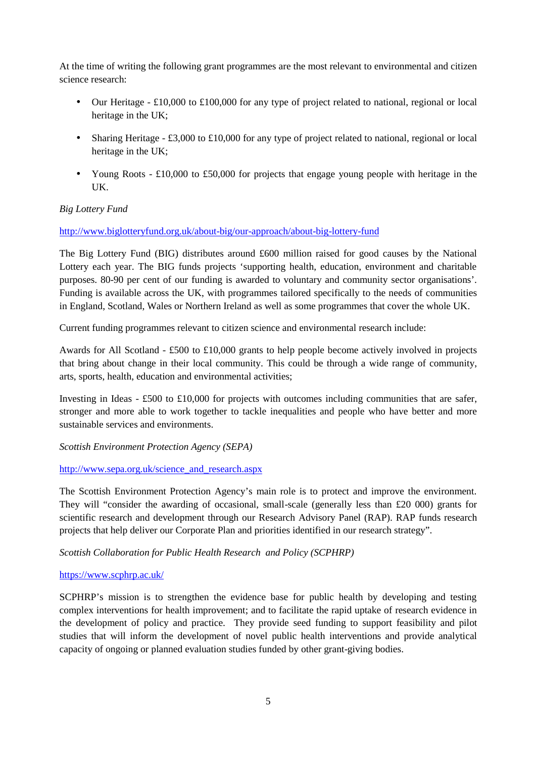At the time of writing the following grant programmes are the most relevant to environmental and citizen science research:

- Our Heritage - £10,000 to £100,000 for any type of project related to national, regional or local heritage in the UK;
- Sharing Heritage - £3,000 to £10,000 for any type of project related to national, regional or local heritage in the UK;
- Young Roots - £10,000 to £50,000 for projects that engage young people with heritage in the UK.

*Big Lottery Fund*

http://www.biglotteryfund.org.uk/about-big/our-approach/about-big-lottery-fund

The Big Lottery Fund (BIG) distributes around £600 million raised for good causes by the National Lottery each year. The BIG funds projects 'supporting health, education, environment and charitable purposes. 80-90 per cent of our funding is awarded to voluntary and community sector organisations'. Funding is available across the UK, with programmes tailored specifically to the needs of communities in England, Scotland, Wales or Northern Ireland as well as some programmes that cover the whole UK.

Current funding programmes relevant to citizen science and environmental research include:

Awards for All Scotland - £500 to £10,000 grants to help people become actively involved in projects that bring about change in their local community. This could be through a wide range of community, arts, sports, health, education and environmental activities;

Investing in Ideas - £500 to £10,000 for projects with outcomes including communities that are safer, stronger and more able to work together to tackle inequalities and people who have better and more sustainable services and environments.

*Scottish Environment Protection Agency (SEPA)*

http://www.sepa.org.uk/science_and_research.aspx

The Scottish Environment Protection Agency's main role is to protect and improve the environment. They will "consider the awarding of occasional, small-scale (generally less than £20 000) grants for scientific research and development through our Research Advisory Panel (RAP). RAP funds research projects that help deliver our Corporate Plan and priorities identified in our research strategy".

*Scottish Collaboration for Public Health Research and Policy (SCPHRP)*

https://www.scphrp.ac.uk/

SCPHRP's mission is to strengthen the evidence base for public health by developing and testing complex interventions for health improvement; and to facilitate the rapid uptake of research evidence in the development of policy and practice. They provide seed funding to support feasibility and pilot studies that will inform the development of novel public health interventions and provide analytical capacity of ongoing or planned evaluation studies funded by other grant-giving bodies.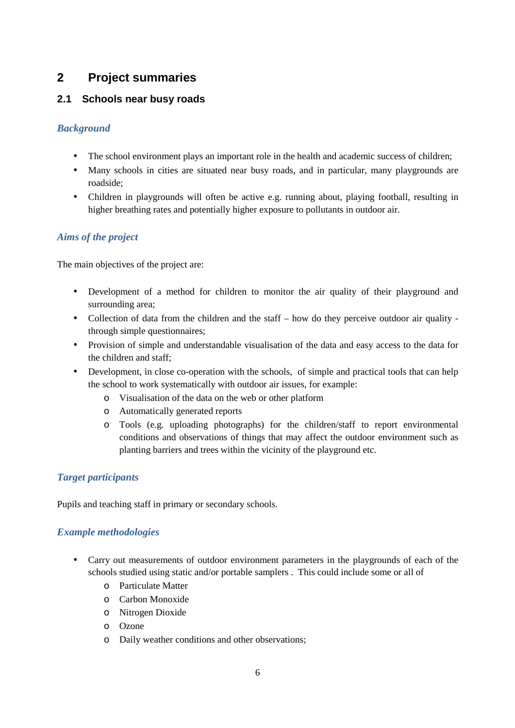# 2 Project summaries

## 2.1 Schools near busy roads

### *Background*

- The school environment plays an important role in the health and academic success of children;
- Many schools in cities are situated near busy roads, and in particular, many playgrounds are roadside;
- Children in playgrounds will often be active e.g. running about, playing football, resulting in higher breathing rates and potentially higher exposure to pollutants in outdoor air.

### *Aims of the project*

The main objectives of the project are:

- Development of a method for children to monitor the air quality of their playground and surrounding area;
- Collection of data from the children and the staff – how do they perceive outdoor air quality - through simple questionnaires;
- Provision of simple and understandable visualisation of the data and easy access to the data for the children and staff;
- Development, in close co-operation with the schools, of simple and practical tools that can help the school to work systematically with outdoor air issues, for example:
  - Visualisation of the data on the web or other platform
  - Automatically generated reports
  - Tools (e.g. uploading photographs) for the children/staff to report environmental conditions and observations of things that may affect the outdoor environment such as planting barriers and trees within the vicinity of the playground etc.

### *Target participants*

Pupils and teaching staff in primary or secondary schools.

### *Example methodologies*

- Carry out measurements of outdoor environment parameters in the playgrounds of each of the schools studied using static and/or portable samplers . This could include some or all of
  - Particulate Matter
  - Carbon Monoxide
  - Nitrogen Dioxide
  - Ozone
  - Daily weather conditions and other observations;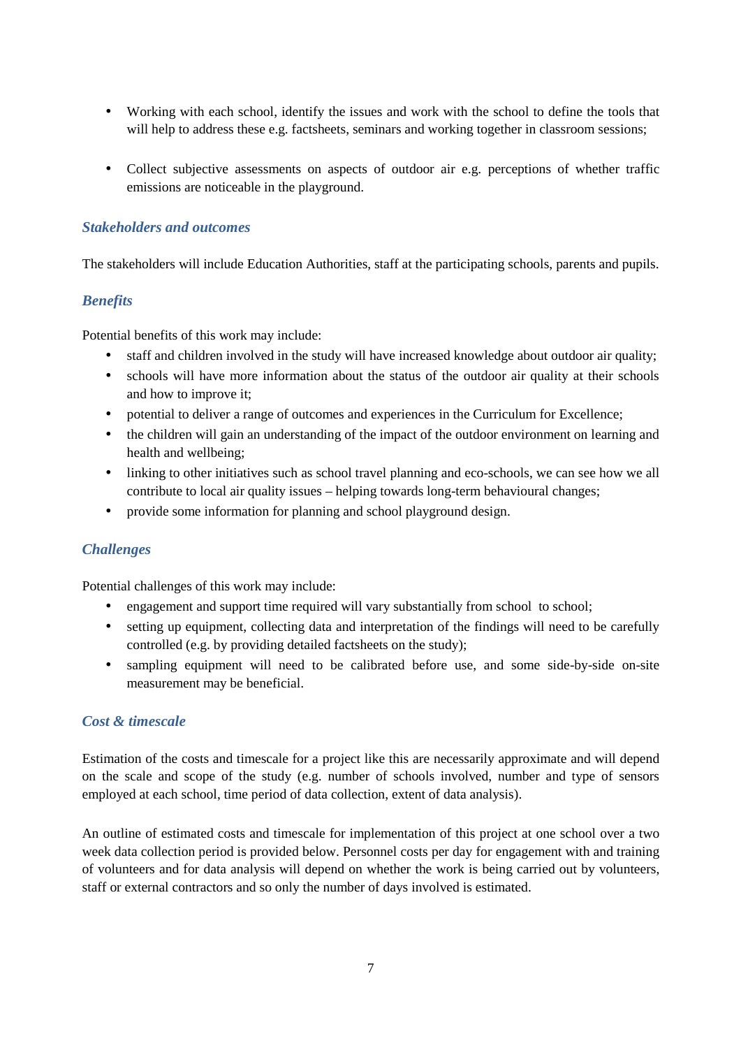- Working with each school, identify the issues and work with the school to define the tools that will help to address these e.g. factsheets, seminars and working together in classroom sessions;

- Collect subjective assessments on aspects of outdoor air e.g. perceptions of whether traffic emissions are noticeable in the playground.

### *Stakeholders and outcomes*

The stakeholders will include Education Authorities, staff at the participating schools, parents and pupils.

### *Benefits*

Potential benefits of this work may include:

- staff and children involved in the study will have increased knowledge about outdoor air quality;
- schools will have more information about the status of the outdoor air quality at their schools and how to improve it;
- potential to deliver a range of outcomes and experiences in the Curriculum for Excellence;
- the children will gain an understanding of the impact of the outdoor environment on learning and health and wellbeing;
- linking to other initiatives such as school travel planning and eco-schools, we can see how we all contribute to local air quality issues – helping towards long-term behavioural changes;
- provide some information for planning and school playground design.

### *Challenges*

Potential challenges of this work may include:

- engagement and support time required will vary substantially from school to school;
- setting up equipment, collecting data and interpretation of the findings will need to be carefully controlled (e.g. by providing detailed factsheets on the study);
- sampling equipment will need to be calibrated before use, and some side-by-side on-site measurement may be beneficial.

### *Cost & timescale*

Estimation of the costs and timescale for a project like this are necessarily approximate and will depend on the scale and scope of the study (e.g. number of schools involved, number and type of sensors employed at each school, time period of data collection, extent of data analysis).

An outline of estimated costs and timescale for implementation of this project at one school over a two week data collection period is provided below. Personnel costs per day for engagement with and training of volunteers and for data analysis will depend on whether the work is being carried out by volunteers, staff or external contractors and so only the number of days involved is estimated.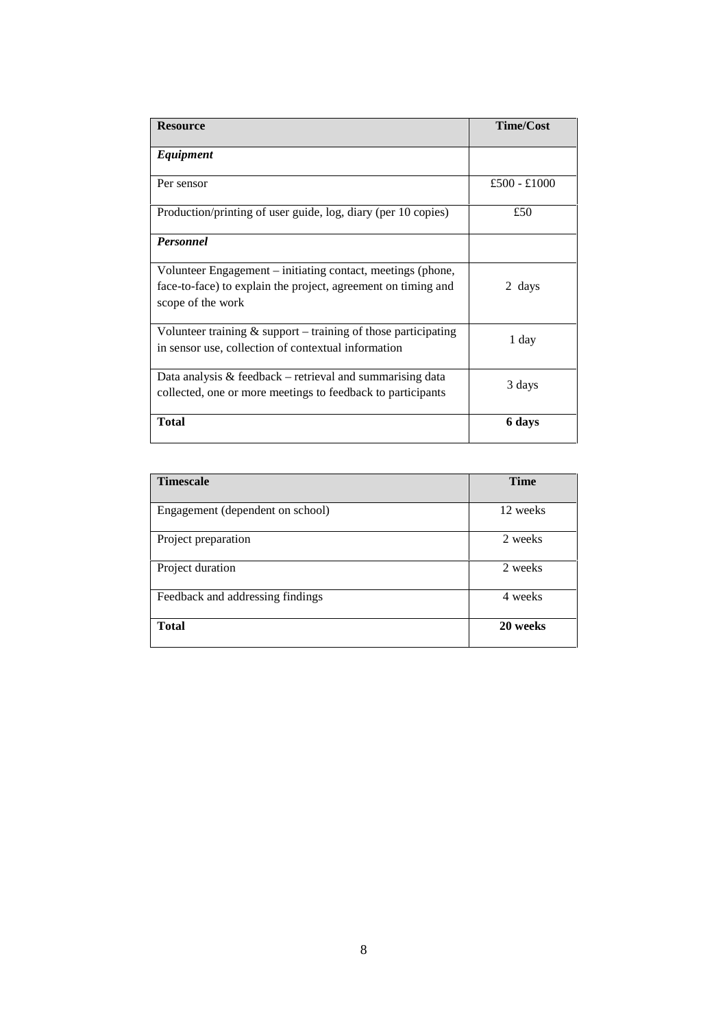| **Resource** | **Time/Cost** |
|---|---|
| ***Equipment*** | |
| Per sensor | £500 - £1000 |
| Production/printing of user guide, log, diary (per 10 copies) | £50 |
| ***Personnel*** | |
| Volunteer Engagement – initiating contact, meetings (phone, face-to-face) to explain the project, agreement on timing and scope of the work | 2 days |
| Volunteer training & support – training of those participating in sensor use, collection of contextual information | 1 day |
| Data analysis & feedback – retrieval and summarising data collected, one or more meetings to feedback to participants | 3 days |
| **Total** | **6 days** |

| **Timescale** | **Time** |
|---|---|
| Engagement (dependent on school) | 12 weeks |
| Project preparation | 2 weeks |
| Project duration | 2 weeks |
| Feedback and addressing findings | 4 weeks |
| **Total** | **20 weeks** |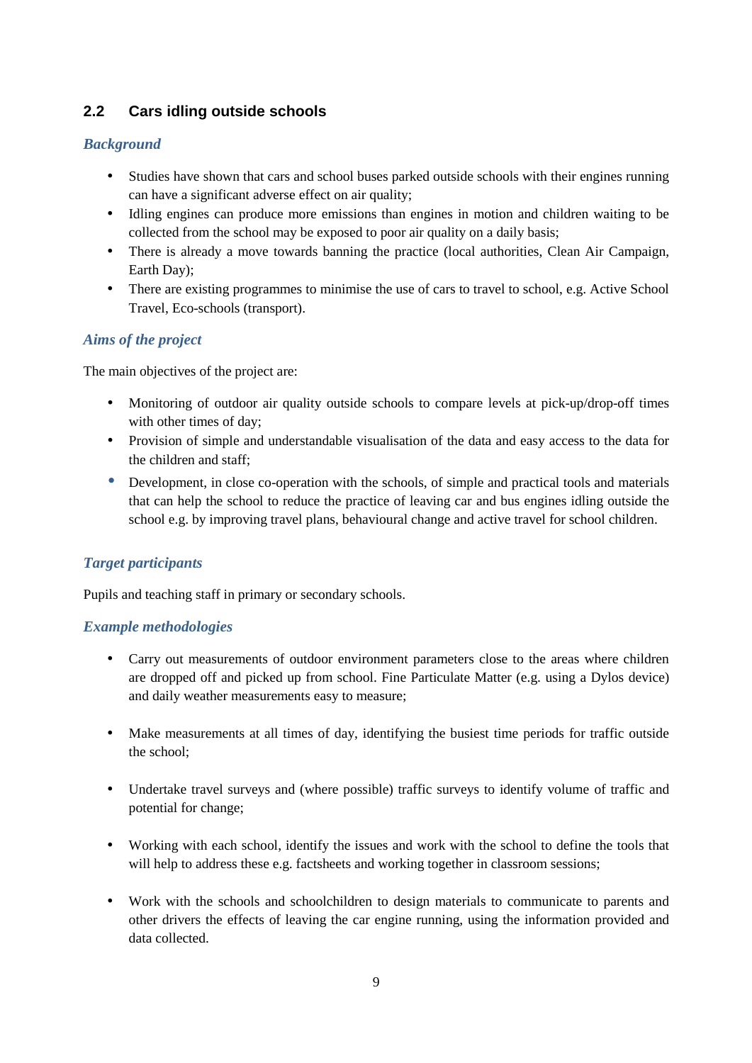## 2.2 Cars idling outside schools

### *Background*

- Studies have shown that cars and school buses parked outside schools with their engines running can have a significant adverse effect on air quality;
- Idling engines can produce more emissions than engines in motion and children waiting to be collected from the school may be exposed to poor air quality on a daily basis;
- There is already a move towards banning the practice (local authorities, Clean Air Campaign, Earth Day);
- There are existing programmes to minimise the use of cars to travel to school, e.g. Active School Travel, Eco-schools (transport).

### *Aims of the project*

The main objectives of the project are:

- Monitoring of outdoor air quality outside schools to compare levels at pick-up/drop-off times with other times of day;
- Provision of simple and understandable visualisation of the data and easy access to the data for the children and staff;
- Development, in close co-operation with the schools, of simple and practical tools and materials that can help the school to reduce the practice of leaving car and bus engines idling outside the school e.g. by improving travel plans, behavioural change and active travel for school children.

### *Target participants*

Pupils and teaching staff in primary or secondary schools.

### *Example methodologies*

- Carry out measurements of outdoor environment parameters close to the areas where children are dropped off and picked up from school. Fine Particulate Matter (e.g. using a Dylos device) and daily weather measurements easy to measure;
- Make measurements at all times of day, identifying the busiest time periods for traffic outside the school;
- Undertake travel surveys and (where possible) traffic surveys to identify volume of traffic and potential for change;
- Working with each school, identify the issues and work with the school to define the tools that will help to address these e.g. factsheets and working together in classroom sessions;
- Work with the schools and schoolchildren to design materials to communicate to parents and other drivers the effects of leaving the car engine running, using the information provided and data collected.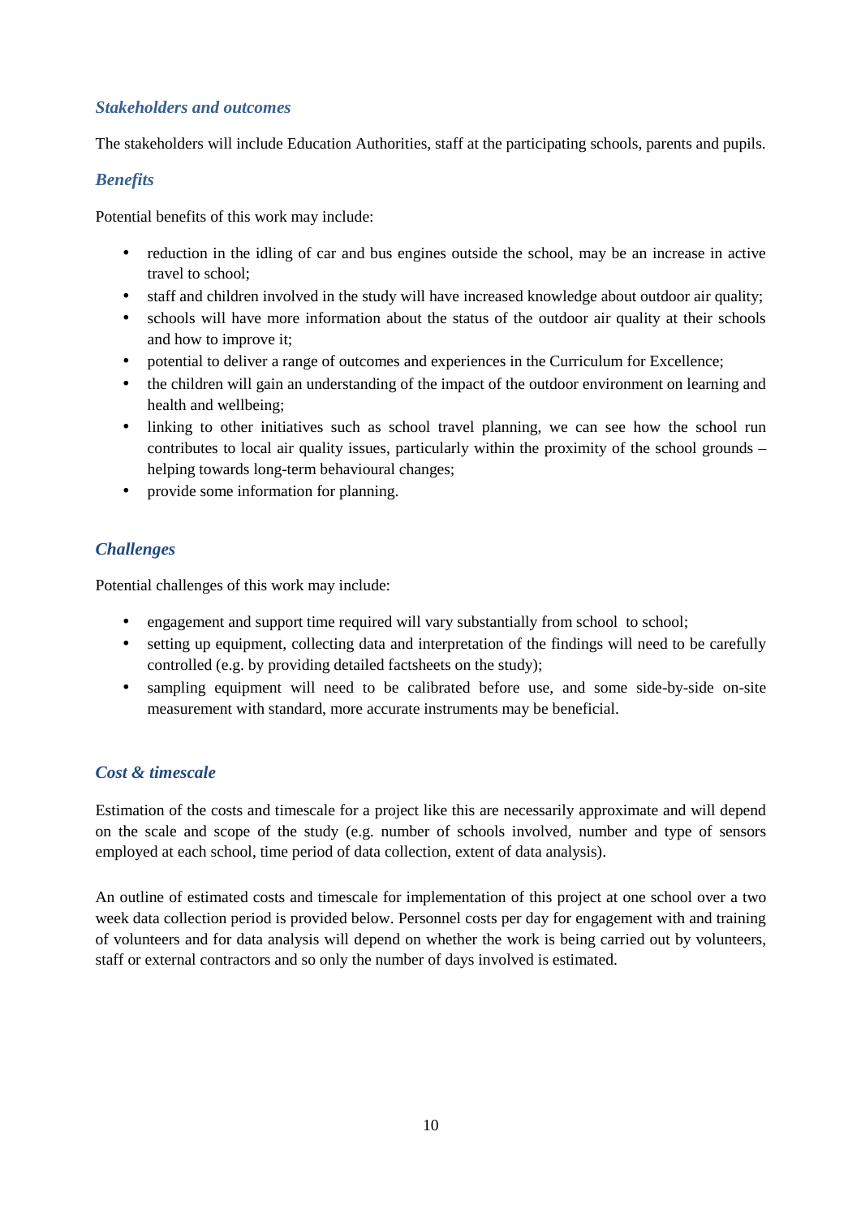### *Stakeholders and outcomes*

The stakeholders will include Education Authorities, staff at the participating schools, parents and pupils.

### *Benefits*

Potential benefits of this work may include:

- reduction in the idling of car and bus engines outside the school, may be an increase in active travel to school;
- staff and children involved in the study will have increased knowledge about outdoor air quality;
- schools will have more information about the status of the outdoor air quality at their schools and how to improve it;
- potential to deliver a range of outcomes and experiences in the Curriculum for Excellence;
- the children will gain an understanding of the impact of the outdoor environment on learning and health and wellbeing;
- linking to other initiatives such as school travel planning, we can see how the school run contributes to local air quality issues, particularly within the proximity of the school grounds – helping towards long-term behavioural changes;
- provide some information for planning.

### *Challenges*

Potential challenges of this work may include:

- engagement and support time required will vary substantially from school to school;
- setting up equipment, collecting data and interpretation of the findings will need to be carefully controlled (e.g. by providing detailed factsheets on the study);
- sampling equipment will need to be calibrated before use, and some side-by-side on-site measurement with standard, more accurate instruments may be beneficial.

### *Cost & timescale*

Estimation of the costs and timescale for a project like this are necessarily approximate and will depend on the scale and scope of the study (e.g. number of schools involved, number and type of sensors employed at each school, time period of data collection, extent of data analysis).

An outline of estimated costs and timescale for implementation of this project at one school over a two week data collection period is provided below. Personnel costs per day for engagement with and training of volunteers and for data analysis will depend on whether the work is being carried out by volunteers, staff or external contractors and so only the number of days involved is estimated.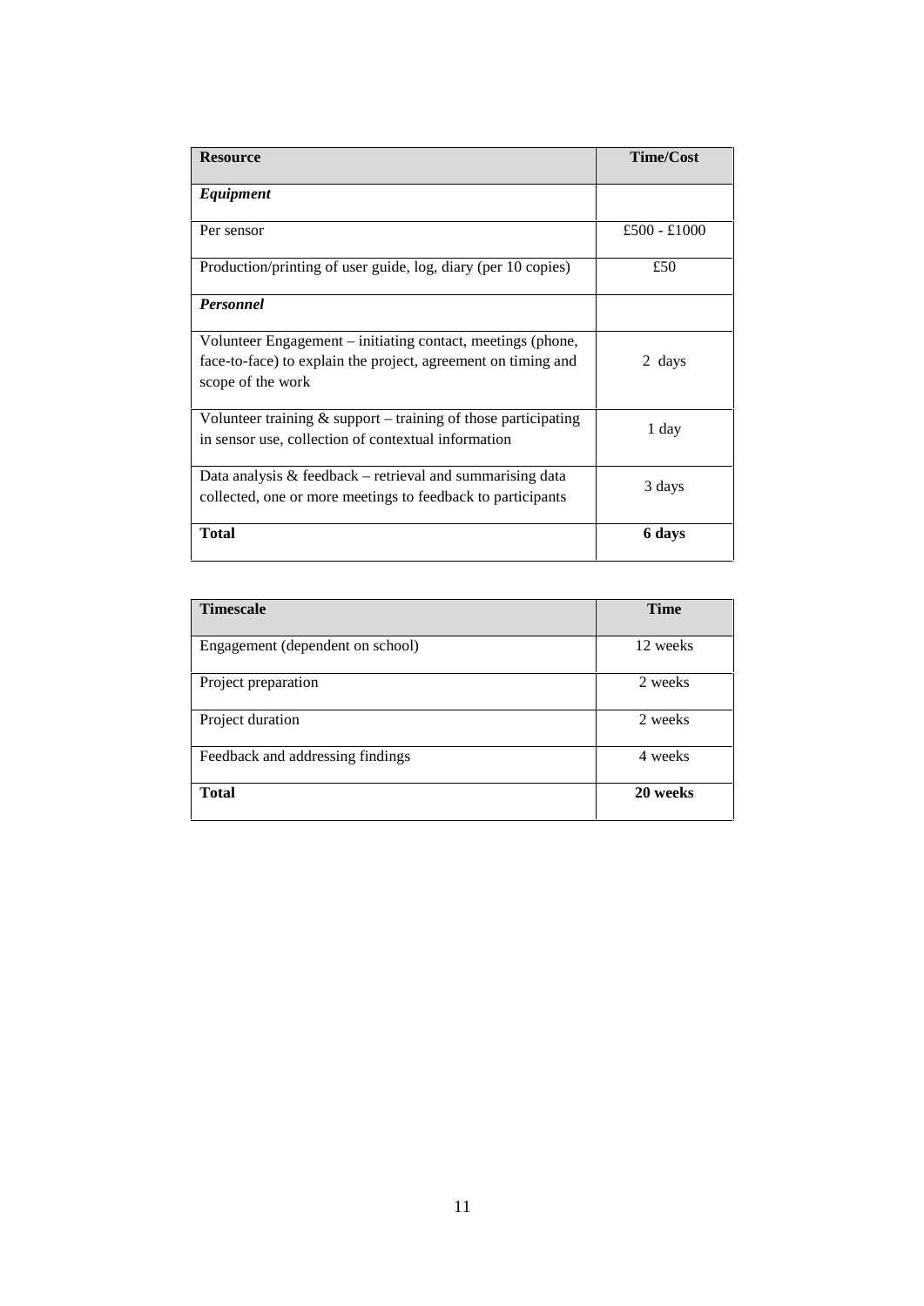| Resource | Time/Cost |
|---|---|
| ***Equipment*** | |
| Per sensor | £500 - £1000 |
| Production/printing of user guide, log, diary (per 10 copies) | £50 |
| ***Personnel*** | |
| Volunteer Engagement – initiating contact, meetings (phone, face-to-face) to explain the project, agreement on timing and scope of the work | 2 days |
| Volunteer training & support – training of those participating in sensor use, collection of contextual information | 1 day |
| Data analysis & feedback – retrieval and summarising data collected, one or more meetings to feedback to participants | 3 days |
| **Total** | **6 days** |

| Timescale | Time |
|---|---|
| Engagement (dependent on school) | 12 weeks |
| Project preparation | 2 weeks |
| Project duration | 2 weeks |
| Feedback and addressing findings | 4 weeks |
| **Total** | **20 weeks** |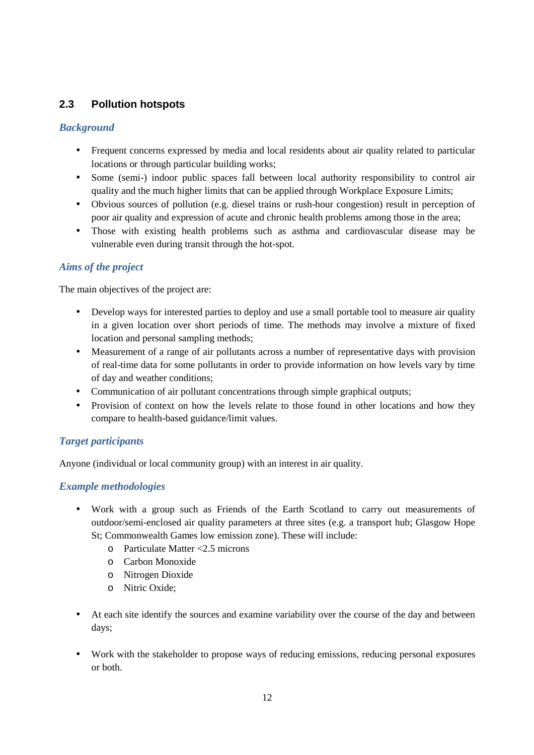## 2.3 Pollution hotspots

### *Background*

- Frequent concerns expressed by media and local residents about air quality related to particular locations or through particular building works;
- Some (semi-) indoor public spaces fall between local authority responsibility to control air quality and the much higher limits that can be applied through Workplace Exposure Limits;
- Obvious sources of pollution (e.g. diesel trains or rush-hour congestion) result in perception of poor air quality and expression of acute and chronic health problems among those in the area;
- Those with existing health problems such as asthma and cardiovascular disease may be vulnerable even during transit through the hot-spot.

### *Aims of the project*

The main objectives of the project are:

- Develop ways for interested parties to deploy and use a small portable tool to measure air quality in a given location over short periods of time. The methods may involve a mixture of fixed location and personal sampling methods;
- Measurement of a range of air pollutants across a number of representative days with provision of real-time data for some pollutants in order to provide information on how levels vary by time of day and weather conditions;
- Communication of air pollutant concentrations through simple graphical outputs;
- Provision of context on how the levels relate to those found in other locations and how they compare to health-based guidance/limit values.

### *Target participants*

Anyone (individual or local community group) with an interest in air quality.

### *Example methodologies*

- Work with a group such as Friends of the Earth Scotland to carry out measurements of outdoor/semi-enclosed air quality parameters at three sites (e.g. a transport hub; Glasgow Hope St; Commonwealth Games low emission zone). These will include:
  - Particulate Matter <2.5 microns
  - Carbon Monoxide
  - Nitrogen Dioxide
  - Nitric Oxide;

- At each site identify the sources and examine variability over the course of the day and between days;

- Work with the stakeholder to propose ways of reducing emissions, reducing personal exposures or both.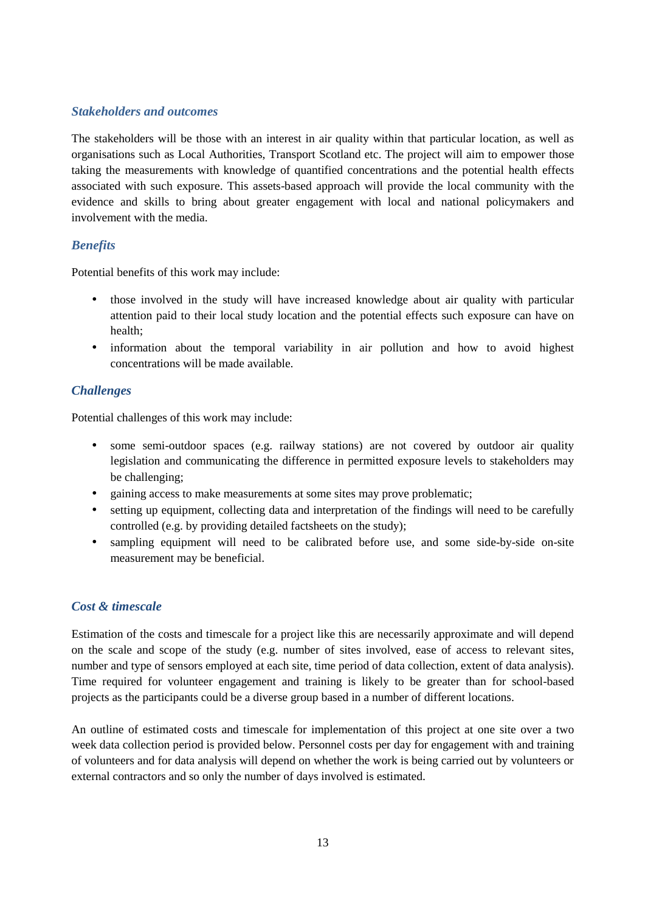### *Stakeholders and outcomes*

The stakeholders will be those with an interest in air quality within that particular location, as well as organisations such as Local Authorities, Transport Scotland etc. The project will aim to empower those taking the measurements with knowledge of quantified concentrations and the potential health effects associated with such exposure. This assets-based approach will provide the local community with the evidence and skills to bring about greater engagement with local and national policymakers and involvement with the media.

### *Benefits*

Potential benefits of this work may include:

- those involved in the study will have increased knowledge about air quality with particular attention paid to their local study location and the potential effects such exposure can have on health;
- information about the temporal variability in air pollution and how to avoid highest concentrations will be made available.

### *Challenges*

Potential challenges of this work may include:

- some semi-outdoor spaces (e.g. railway stations) are not covered by outdoor air quality legislation and communicating the difference in permitted exposure levels to stakeholders may be challenging;
- gaining access to make measurements at some sites may prove problematic;
- setting up equipment, collecting data and interpretation of the findings will need to be carefully controlled (e.g. by providing detailed factsheets on the study);
- sampling equipment will need to be calibrated before use, and some side-by-side on-site measurement may be beneficial.

### *Cost & timescale*

Estimation of the costs and timescale for a project like this are necessarily approximate and will depend on the scale and scope of the study (e.g. number of sites involved, ease of access to relevant sites, number and type of sensors employed at each site, time period of data collection, extent of data analysis). Time required for volunteer engagement and training is likely to be greater than for school-based projects as the participants could be a diverse group based in a number of different locations.

An outline of estimated costs and timescale for implementation of this project at one site over a two week data collection period is provided below. Personnel costs per day for engagement with and training of volunteers and for data analysis will depend on whether the work is being carried out by volunteers or external contractors and so only the number of days involved is estimated.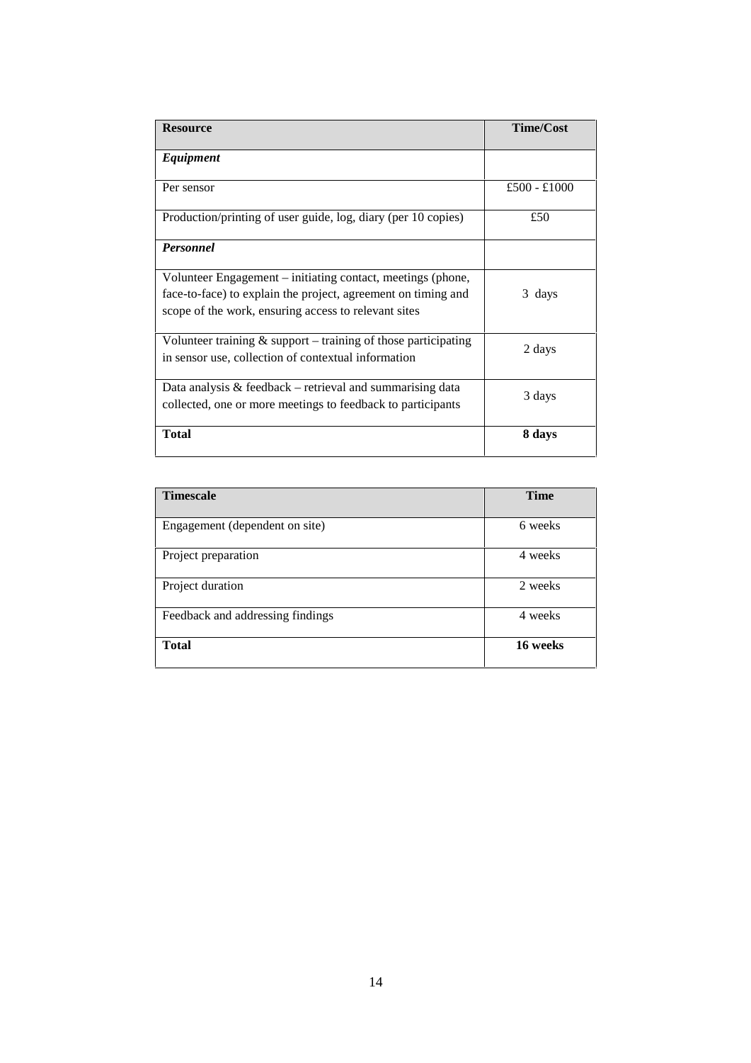| **Resource** | **Time/Cost** |
|---|---|
| ***Equipment*** | |
| Per sensor | £500 - £1000 |
| Production/printing of user guide, log, diary (per 10 copies) | £50 |
| ***Personnel*** | |
| Volunteer Engagement – initiating contact, meetings (phone, face-to-face) to explain the project, agreement on timing and scope of the work, ensuring access to relevant sites | 3 days |
| Volunteer training & support – training of those participating in sensor use, collection of contextual information | 2 days |
| Data analysis & feedback – retrieval and summarising data collected, one or more meetings to feedback to participants | 3 days |
| **Total** | **8 days** |

| **Timescale** | **Time** |
|---|---|
| Engagement (dependent on site) | 6 weeks |
| Project preparation | 4 weeks |
| Project duration | 2 weeks |
| Feedback and addressing findings | 4 weeks |
| **Total** | **16 weeks** |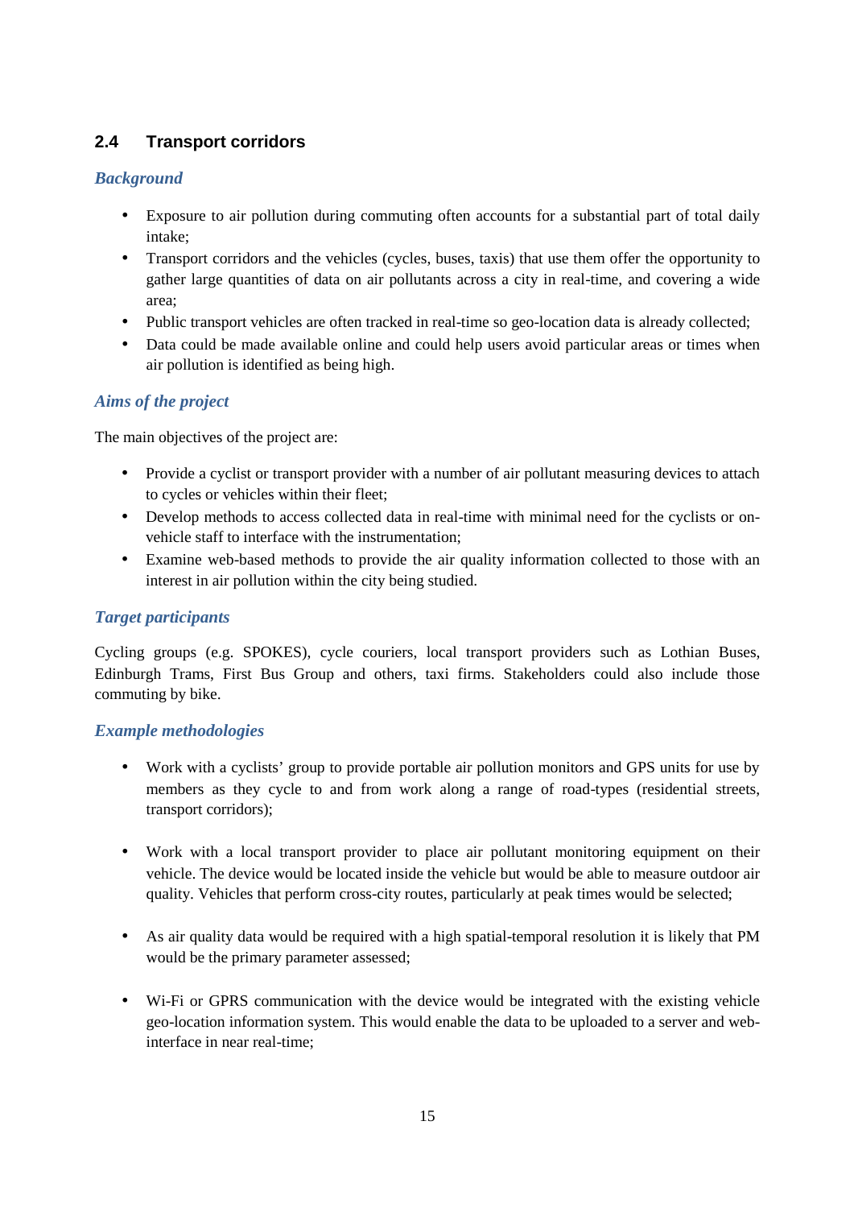## 2.4 Transport corridors

### *Background*

- Exposure to air pollution during commuting often accounts for a substantial part of total daily intake;
- Transport corridors and the vehicles (cycles, buses, taxis) that use them offer the opportunity to gather large quantities of data on air pollutants across a city in real-time, and covering a wide area;
- Public transport vehicles are often tracked in real-time so geo-location data is already collected;
- Data could be made available online and could help users avoid particular areas or times when air pollution is identified as being high.

### *Aims of the project*

The main objectives of the project are:

- Provide a cyclist or transport provider with a number of air pollutant measuring devices to attach to cycles or vehicles within their fleet;
- Develop methods to access collected data in real-time with minimal need for the cyclists or on-vehicle staff to interface with the instrumentation;
- Examine web-based methods to provide the air quality information collected to those with an interest in air pollution within the city being studied.

### *Target participants*

Cycling groups (e.g. SPOKES), cycle couriers, local transport providers such as Lothian Buses, Edinburgh Trams, First Bus Group and others, taxi firms. Stakeholders could also include those commuting by bike.

### *Example methodologies*

- Work with a cyclists' group to provide portable air pollution monitors and GPS units for use by members as they cycle to and from work along a range of road-types (residential streets, transport corridors);

- Work with a local transport provider to place air pollutant monitoring equipment on their vehicle. The device would be located inside the vehicle but would be able to measure outdoor air quality. Vehicles that perform cross-city routes, particularly at peak times would be selected;

- As air quality data would be required with a high spatial-temporal resolution it is likely that PM would be the primary parameter assessed;

- Wi-Fi or GPRS communication with the device would be integrated with the existing vehicle geo-location information system. This would enable the data to be uploaded to a server and web-interface in near real-time;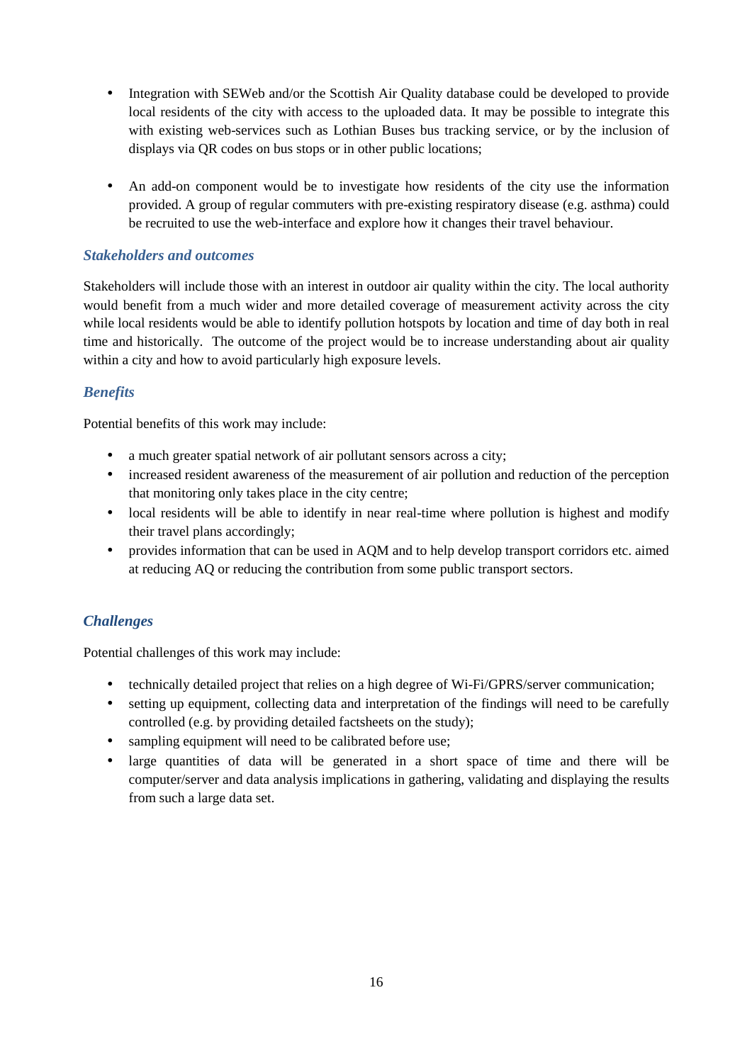- Integration with SEWeb and/or the Scottish Air Quality database could be developed to provide local residents of the city with access to the uploaded data. It may be possible to integrate this with existing web-services such as Lothian Buses bus tracking service, or by the inclusion of displays via QR codes on bus stops or in other public locations;

- An add-on component would be to investigate how residents of the city use the information provided. A group of regular commuters with pre-existing respiratory disease (e.g. asthma) could be recruited to use the web-interface and explore how it changes their travel behaviour.

### *Stakeholders and outcomes*

Stakeholders will include those with an interest in outdoor air quality within the city. The local authority would benefit from a much wider and more detailed coverage of measurement activity across the city while local residents would be able to identify pollution hotspots by location and time of day both in real time and historically. The outcome of the project would be to increase understanding about air quality within a city and how to avoid particularly high exposure levels.

### *Benefits*

Potential benefits of this work may include:

- a much greater spatial network of air pollutant sensors across a city;
- increased resident awareness of the measurement of air pollution and reduction of the perception that monitoring only takes place in the city centre;
- local residents will be able to identify in near real-time where pollution is highest and modify their travel plans accordingly;
- provides information that can be used in AQM and to help develop transport corridors etc. aimed at reducing AQ or reducing the contribution from some public transport sectors.

### *Challenges*

Potential challenges of this work may include:

- technically detailed project that relies on a high degree of Wi-Fi/GPRS/server communication;
- setting up equipment, collecting data and interpretation of the findings will need to be carefully controlled (e.g. by providing detailed factsheets on the study);
- sampling equipment will need to be calibrated before use;
- large quantities of data will be generated in a short space of time and there will be computer/server and data analysis implications in gathering, validating and displaying the results from such a large data set.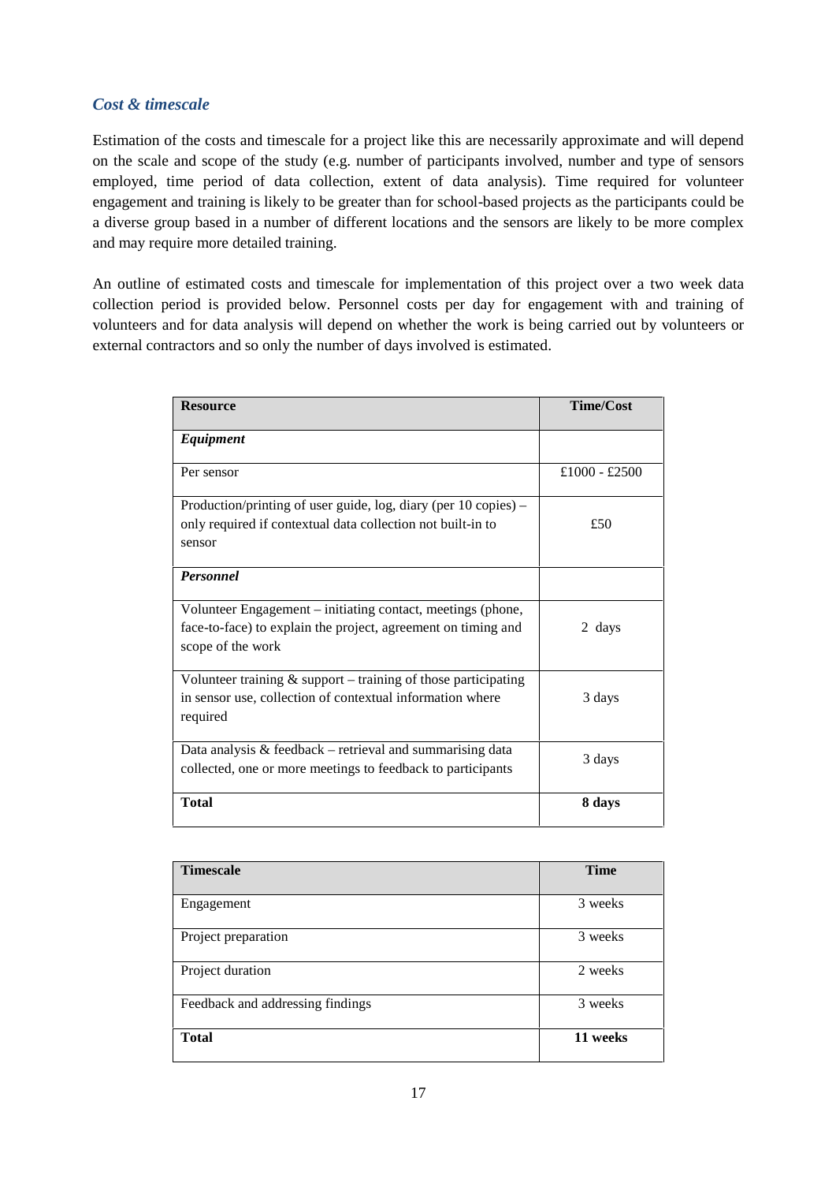### *Cost & timescale*

Estimation of the costs and timescale for a project like this are necessarily approximate and will depend on the scale and scope of the study (e.g. number of participants involved, number and type of sensors employed, time period of data collection, extent of data analysis). Time required for volunteer engagement and training is likely to be greater than for school-based projects as the participants could be a diverse group based in a number of different locations and the sensors are likely to be more complex and may require more detailed training.

An outline of estimated costs and timescale for implementation of this project over a two week data collection period is provided below. Personnel costs per day for engagement with and training of volunteers and for data analysis will depend on whether the work is being carried out by volunteers or external contractors and so only the number of days involved is estimated.

| **Resource** | **Time/Cost** |
|---|---|
| ***Equipment*** | |
| Per sensor | £1000 - £2500 |
| Production/printing of user guide, log, diary (per 10 copies) – only required if contextual data collection not built-in to sensor | £50 |
| ***Personnel*** | |
| Volunteer Engagement – initiating contact, meetings (phone, face-to-face) to explain the project, agreement on timing and scope of the work | 2 days |
| Volunteer training & support – training of those participating in sensor use, collection of contextual information where required | 3 days |
| Data analysis & feedback – retrieval and summarising data collected, one or more meetings to feedback to participants | 3 days |
| **Total** | **8 days** |

| **Timescale** | **Time** |
|---|---|
| Engagement | 3 weeks |
| Project preparation | 3 weeks |
| Project duration | 2 weeks |
| Feedback and addressing findings | 3 weeks |
| **Total** | **11 weeks** |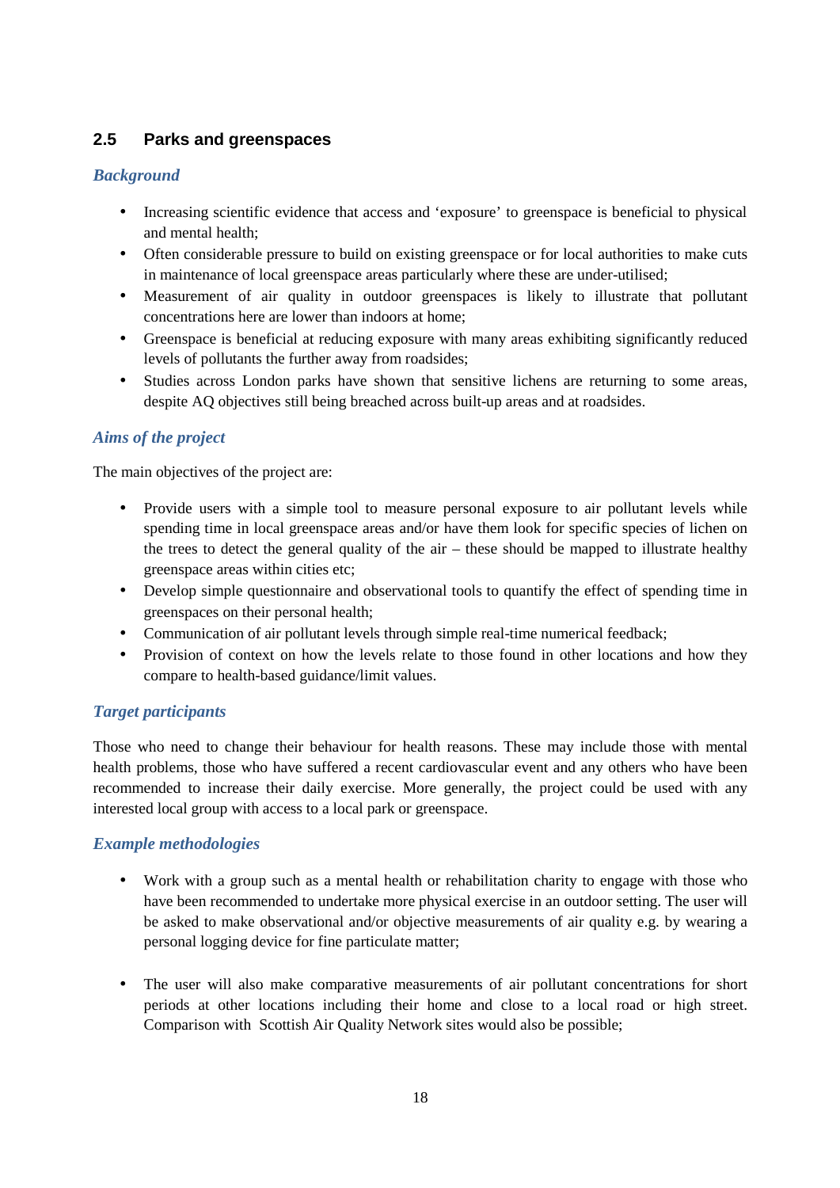## 2.5 Parks and greenspaces

### *Background*

- Increasing scientific evidence that access and 'exposure' to greenspace is beneficial to physical and mental health;
- Often considerable pressure to build on existing greenspace or for local authorities to make cuts in maintenance of local greenspace areas particularly where these are under-utilised;
- Measurement of air quality in outdoor greenspaces is likely to illustrate that pollutant concentrations here are lower than indoors at home;
- Greenspace is beneficial at reducing exposure with many areas exhibiting significantly reduced levels of pollutants the further away from roadsides;
- Studies across London parks have shown that sensitive lichens are returning to some areas, despite AQ objectives still being breached across built-up areas and at roadsides.

### *Aims of the project*

The main objectives of the project are:

- Provide users with a simple tool to measure personal exposure to air pollutant levels while spending time in local greenspace areas and/or have them look for specific species of lichen on the trees to detect the general quality of the air – these should be mapped to illustrate healthy greenspace areas within cities etc;
- Develop simple questionnaire and observational tools to quantify the effect of spending time in greenspaces on their personal health;
- Communication of air pollutant levels through simple real-time numerical feedback;
- Provision of context on how the levels relate to those found in other locations and how they compare to health-based guidance/limit values.

### *Target participants*

Those who need to change their behaviour for health reasons. These may include those with mental health problems, those who have suffered a recent cardiovascular event and any others who have been recommended to increase their daily exercise. More generally, the project could be used with any interested local group with access to a local park or greenspace.

### *Example methodologies*

- Work with a group such as a mental health or rehabilitation charity to engage with those who have been recommended to undertake more physical exercise in an outdoor setting. The user will be asked to make observational and/or objective measurements of air quality e.g. by wearing a personal logging device for fine particulate matter;

- The user will also make comparative measurements of air pollutant concentrations for short periods at other locations including their home and close to a local road or high street. Comparison with Scottish Air Quality Network sites would also be possible;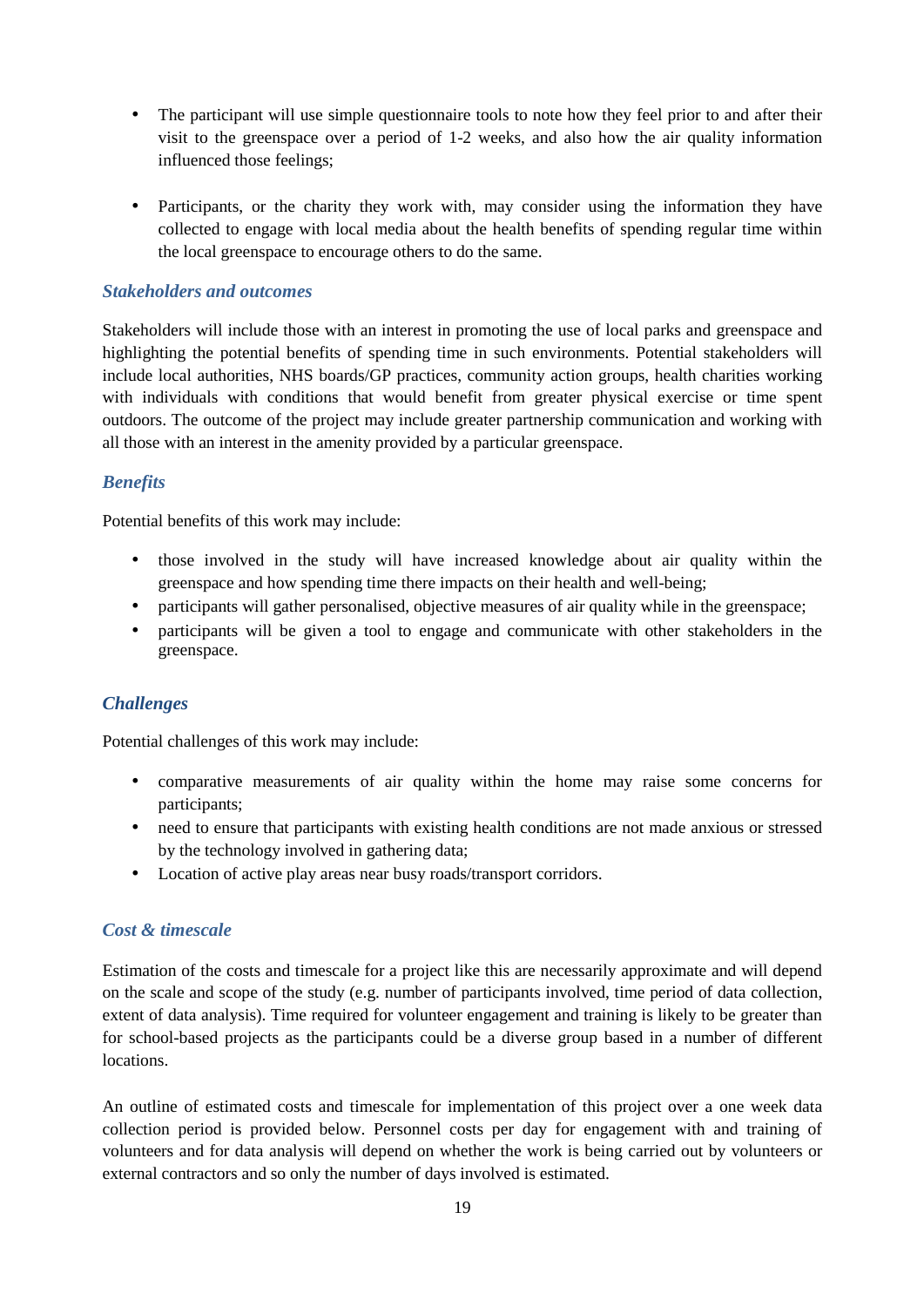- The participant will use simple questionnaire tools to note how they feel prior to and after their visit to the greenspace over a period of 1-2 weeks, and also how the air quality information influenced those feelings;

- Participants, or the charity they work with, may consider using the information they have collected to engage with local media about the health benefits of spending regular time within the local greenspace to encourage others to do the same.

### *Stakeholders and outcomes*

Stakeholders will include those with an interest in promoting the use of local parks and greenspace and highlighting the potential benefits of spending time in such environments. Potential stakeholders will include local authorities, NHS boards/GP practices, community action groups, health charities working with individuals with conditions that would benefit from greater physical exercise or time spent outdoors. The outcome of the project may include greater partnership communication and working with all those with an interest in the amenity provided by a particular greenspace.

### *Benefits*

Potential benefits of this work may include:

- those involved in the study will have increased knowledge about air quality within the greenspace and how spending time there impacts on their health and well-being;
- participants will gather personalised, objective measures of air quality while in the greenspace;
- participants will be given a tool to engage and communicate with other stakeholders in the greenspace.

### *Challenges*

Potential challenges of this work may include:

- comparative measurements of air quality within the home may raise some concerns for participants;
- need to ensure that participants with existing health conditions are not made anxious or stressed by the technology involved in gathering data;
- Location of active play areas near busy roads/transport corridors.

### *Cost & timescale*

Estimation of the costs and timescale for a project like this are necessarily approximate and will depend on the scale and scope of the study (e.g. number of participants involved, time period of data collection, extent of data analysis). Time required for volunteer engagement and training is likely to be greater than for school-based projects as the participants could be a diverse group based in a number of different locations.

An outline of estimated costs and timescale for implementation of this project over a one week data collection period is provided below. Personnel costs per day for engagement with and training of volunteers and for data analysis will depend on whether the work is being carried out by volunteers or external contractors and so only the number of days involved is estimated.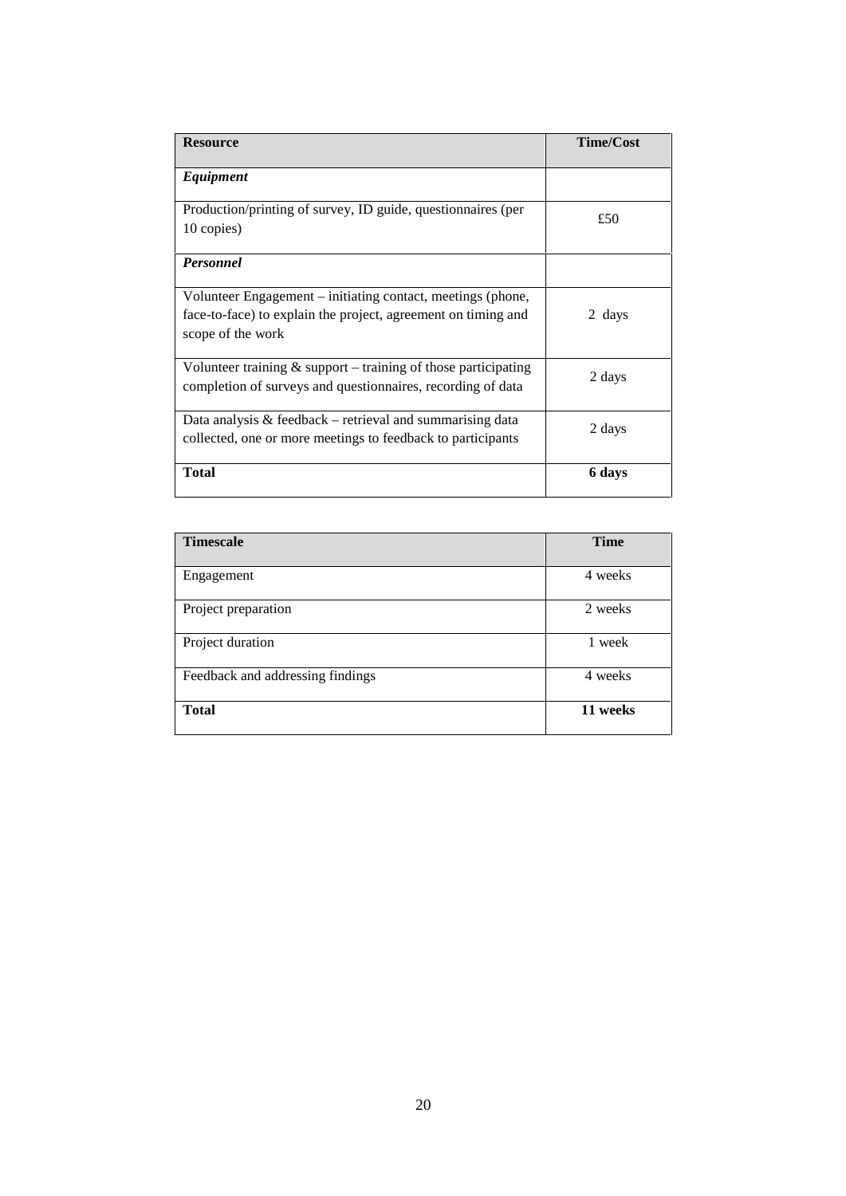| **Resource** | **Time/Cost** |
|---|---|
| ***Equipment*** | |
| Production/printing of survey, ID guide, questionnaires (per 10 copies) | £50 |
| ***Personnel*** | |
| Volunteer Engagement – initiating contact, meetings (phone, face-to-face) to explain the project, agreement on timing and scope of the work | 2 days |
| Volunteer training & support – training of those participating completion of surveys and questionnaires, recording of data | 2 days |
| Data analysis & feedback – retrieval and summarising data collected, one or more meetings to feedback to participants | 2 days |
| **Total** | **6 days** |

| **Timescale** | **Time** |
|---|---|
| Engagement | 4 weeks |
| Project preparation | 2 weeks |
| Project duration | 1 week |
| Feedback and addressing findings | 4 weeks |
| **Total** | **11 weeks** |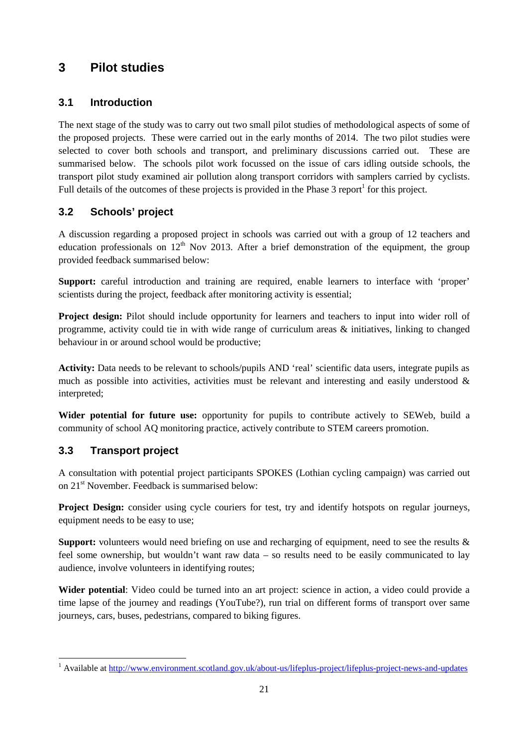# 3 Pilot studies

## 3.1 Introduction

The next stage of the study was to carry out two small pilot studies of methodological aspects of some of the proposed projects. These were carried out in the early months of 2014. The two pilot studies were selected to cover both schools and transport, and preliminary discussions carried out. These are summarised below. The schools pilot work focussed on the issue of cars idling outside schools, the transport pilot study examined air pollution along transport corridors with samplers carried by cyclists. Full details of the outcomes of these projects is provided in the Phase 3 report[1] for this project.

## 3.2 Schools' project

A discussion regarding a proposed project in schools was carried out with a group of 12 teachers and education professionals on 12th Nov 2013. After a brief demonstration of the equipment, the group provided feedback summarised below:

**Support:** careful introduction and training are required, enable learners to interface with 'proper' scientists during the project, feedback after monitoring activity is essential;

**Project design:** Pilot should include opportunity for learners and teachers to input into wider roll of programme, activity could tie in with wide range of curriculum areas & initiatives, linking to changed behaviour in or around school would be productive;

**Activity:** Data needs to be relevant to schools/pupils AND 'real' scientific data users, integrate pupils as much as possible into activities, activities must be relevant and interesting and easily understood & interpreted;

**Wider potential for future use:** opportunity for pupils to contribute actively to SEWeb, build a community of school AQ monitoring practice, actively contribute to STEM careers promotion.

## 3.3 Transport project

A consultation with potential project participants SPOKES (Lothian cycling campaign) was carried out on 21st November. Feedback is summarised below:

**Project Design:** consider using cycle couriers for test, try and identify hotspots on regular journeys, equipment needs to be easy to use;

**Support:** volunteers would need briefing on use and recharging of equipment, need to see the results & feel some ownership, but wouldn't want raw data – so results need to be easily communicated to lay audience, involve volunteers in identifying routes;

**Wider potential**: Video could be turned into an art project: science in action, a video could provide a time lapse of the journey and readings (YouTube?), run trial on different forms of transport over same journeys, cars, buses, pedestrians, compared to biking figures.

---

[1] Available at http://www.environment.scotland.gov.uk/about-us/lifeplus-project/lifeplus-project-news-and-updates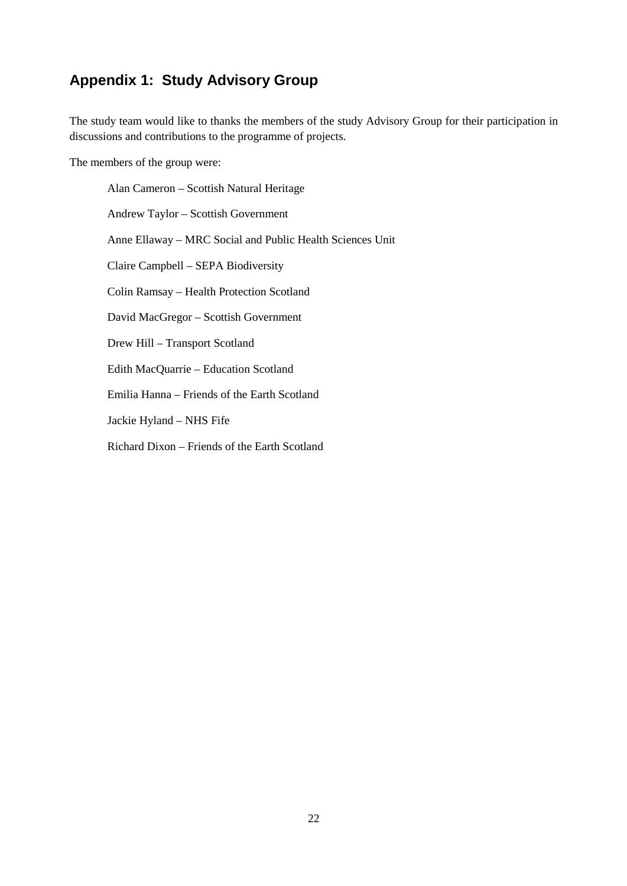## Appendix 1: Study Advisory Group

The study team would like to thanks the members of the study Advisory Group for their participation in discussions and contributions to the programme of projects.

The members of the group were:

Alan Cameron – Scottish Natural Heritage

Andrew Taylor – Scottish Government

Anne Ellaway – MRC Social and Public Health Sciences Unit

Claire Campbell – SEPA Biodiversity

Colin Ramsay – Health Protection Scotland

David MacGregor – Scottish Government

Drew Hill – Transport Scotland

Edith MacQuarrie – Education Scotland

Emilia Hanna – Friends of the Earth Scotland

Jackie Hyland – NHS Fife

Richard Dixon – Friends of the Earth Scotland